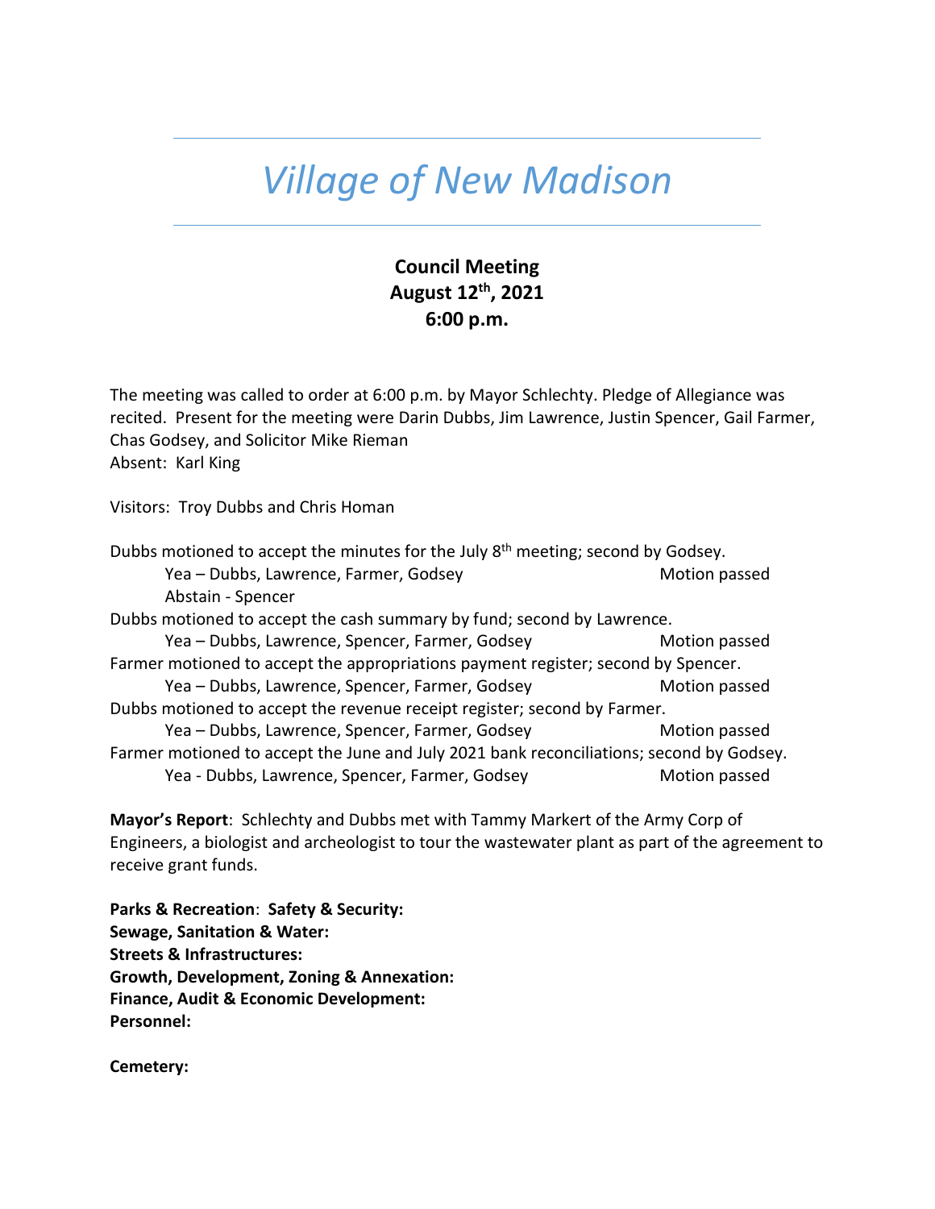# *Village of New Madison*

**Council Meeting**
**August 12th, 2021**
**6:00 p.m.**

The meeting was called to order at 6:00 p.m. by Mayor Schlechty. Pledge of Allegiance was recited. Present for the meeting were Darin Dubbs, Jim Lawrence, Justin Spencer, Gail Farmer, Chas Godsey, and Solicitor Mike Rieman
Absent: Karl King

Visitors: Troy Dubbs and Chris Homan

Dubbs motioned to accept the minutes for the July 8th meeting; second by Godsey.
Yea – Dubbs, Lawrence, Farmer, Godsey — Motion passed
Abstain - Spencer

Dubbs motioned to accept the cash summary by fund; second by Lawrence.
Yea – Dubbs, Lawrence, Spencer, Farmer, Godsey — Motion passed

Farmer motioned to accept the appropriations payment register; second by Spencer.
Yea – Dubbs, Lawrence, Spencer, Farmer, Godsey — Motion passed

Dubbs motioned to accept the revenue receipt register; second by Farmer.
Yea – Dubbs, Lawrence, Spencer, Farmer, Godsey — Motion passed

Farmer motioned to accept the June and July 2021 bank reconciliations; second by Godsey.
Yea - Dubbs, Lawrence, Spencer, Farmer, Godsey — Motion passed

**Mayor's Report**: Schlechty and Dubbs met with Tammy Markert of the Army Corp of Engineers, a biologist and archeologist to tour the wastewater plant as part of the agreement to receive grant funds.

**Parks & Recreation**: **Safety & Security:**
**Sewage, Sanitation & Water:**
**Streets & Infrastructures:**
**Growth, Development, Zoning & Annexation:**
**Finance, Audit & Economic Development:**
**Personnel:**

**Cemetery:**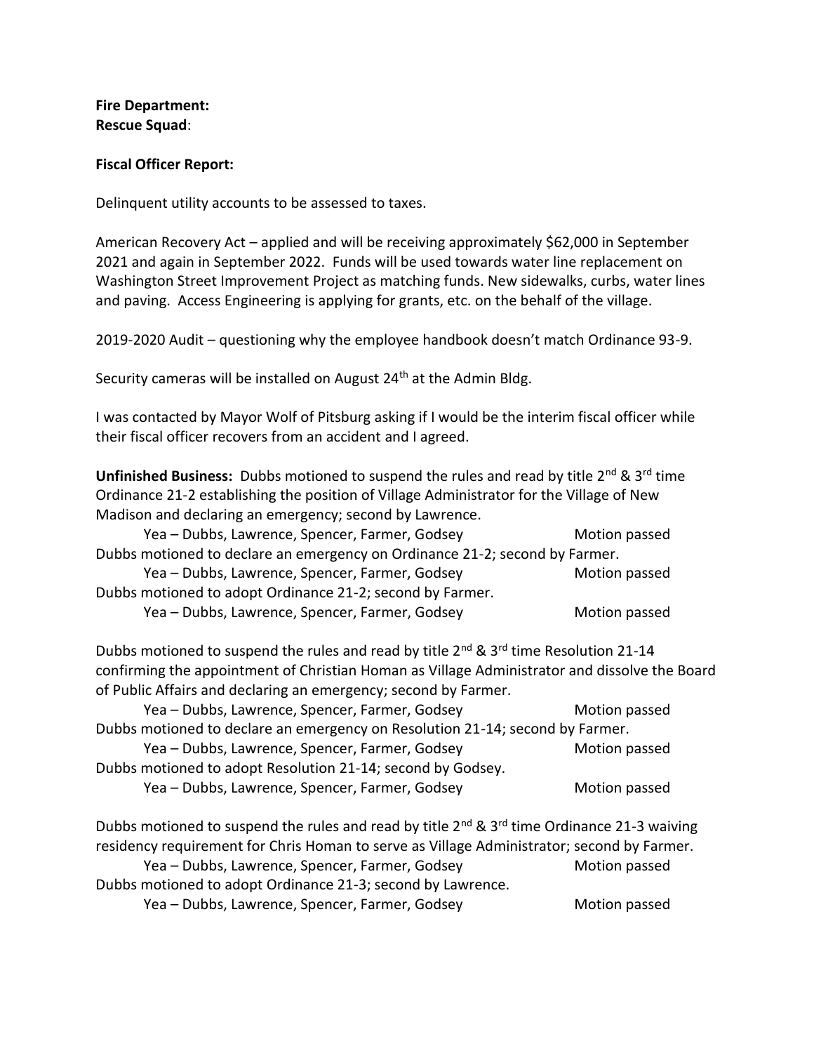**Fire Department:**
**Rescue Squad**:

**Fiscal Officer Report:**

Delinquent utility accounts to be assessed to taxes.

American Recovery Act – applied and will be receiving approximately $62,000 in September 2021 and again in September 2022. Funds will be used towards water line replacement on Washington Street Improvement Project as matching funds. New sidewalks, curbs, water lines and paving. Access Engineering is applying for grants, etc. on the behalf of the village.

2019-2020 Audit – questioning why the employee handbook doesn't match Ordinance 93-9.

Security cameras will be installed on August 24th at the Admin Bldg.

I was contacted by Mayor Wolf of Pitsburg asking if I would be the interim fiscal officer while their fiscal officer recovers from an accident and I agreed.

**Unfinished Business:** Dubbs motioned to suspend the rules and read by title 2nd & 3rd time Ordinance 21-2 establishing the position of Village Administrator for the Village of New Madison and declaring an emergency; second by Lawrence.

Yea – Dubbs, Lawrence, Spencer, Farmer, Godsey — Motion passed

Dubbs motioned to declare an emergency on Ordinance 21-2; second by Farmer.

Yea – Dubbs, Lawrence, Spencer, Farmer, Godsey — Motion passed

Dubbs motioned to adopt Ordinance 21-2; second by Farmer.

Yea – Dubbs, Lawrence, Spencer, Farmer, Godsey — Motion passed

Dubbs motioned to suspend the rules and read by title 2nd & 3rd time Resolution 21-14 confirming the appointment of Christian Homan as Village Administrator and dissolve the Board of Public Affairs and declaring an emergency; second by Farmer.

Yea – Dubbs, Lawrence, Spencer, Farmer, Godsey — Motion passed

Dubbs motioned to declare an emergency on Resolution 21-14; second by Farmer.

Yea – Dubbs, Lawrence, Spencer, Farmer, Godsey — Motion passed

Dubbs motioned to adopt Resolution 21-14; second by Godsey.

Yea – Dubbs, Lawrence, Spencer, Farmer, Godsey — Motion passed

Dubbs motioned to suspend the rules and read by title 2nd & 3rd time Ordinance 21-3 waiving residency requirement for Chris Homan to serve as Village Administrator; second by Farmer.

Yea – Dubbs, Lawrence, Spencer, Farmer, Godsey — Motion passed

Dubbs motioned to adopt Ordinance 21-3; second by Lawrence.

Yea – Dubbs, Lawrence, Spencer, Farmer, Godsey — Motion passed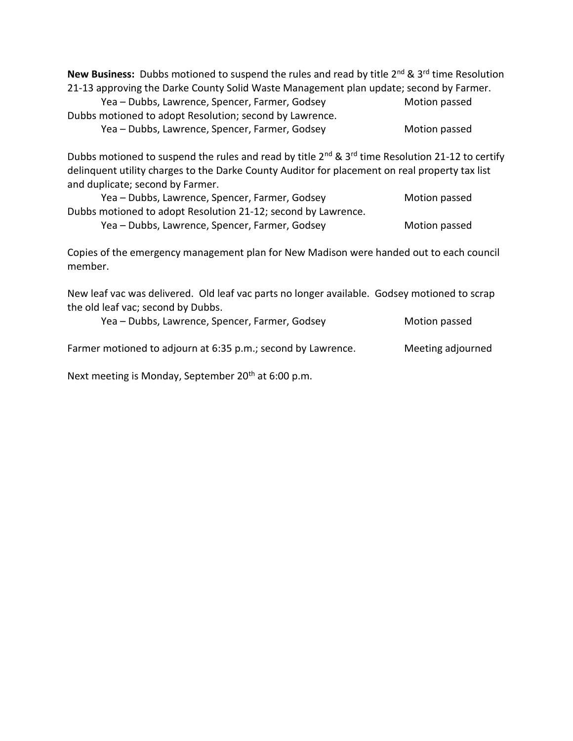**New Business:** Dubbs motioned to suspend the rules and read by title 2nd & 3rd time Resolution 21-13 approving the Darke County Solid Waste Management plan update; second by Farmer.

Yea – Dubbs, Lawrence, Spencer, Farmer, Godsey — Motion passed

Dubbs motioned to adopt Resolution; second by Lawrence.

Yea – Dubbs, Lawrence, Spencer, Farmer, Godsey — Motion passed

Dubbs motioned to suspend the rules and read by title 2nd & 3rd time Resolution 21-12 to certify delinquent utility charges to the Darke County Auditor for placement on real property tax list and duplicate; second by Farmer.

Yea – Dubbs, Lawrence, Spencer, Farmer, Godsey — Motion passed

Dubbs motioned to adopt Resolution 21-12; second by Lawrence.

Yea – Dubbs, Lawrence, Spencer, Farmer, Godsey — Motion passed

Copies of the emergency management plan for New Madison were handed out to each council member.

New leaf vac was delivered. Old leaf vac parts no longer available. Godsey motioned to scrap the old leaf vac; second by Dubbs.

Yea – Dubbs, Lawrence, Spencer, Farmer, Godsey — Motion passed

Farmer motioned to adjourn at 6:35 p.m.; second by Lawrence. — Meeting adjourned

Next meeting is Monday, September 20th at 6:00 p.m.